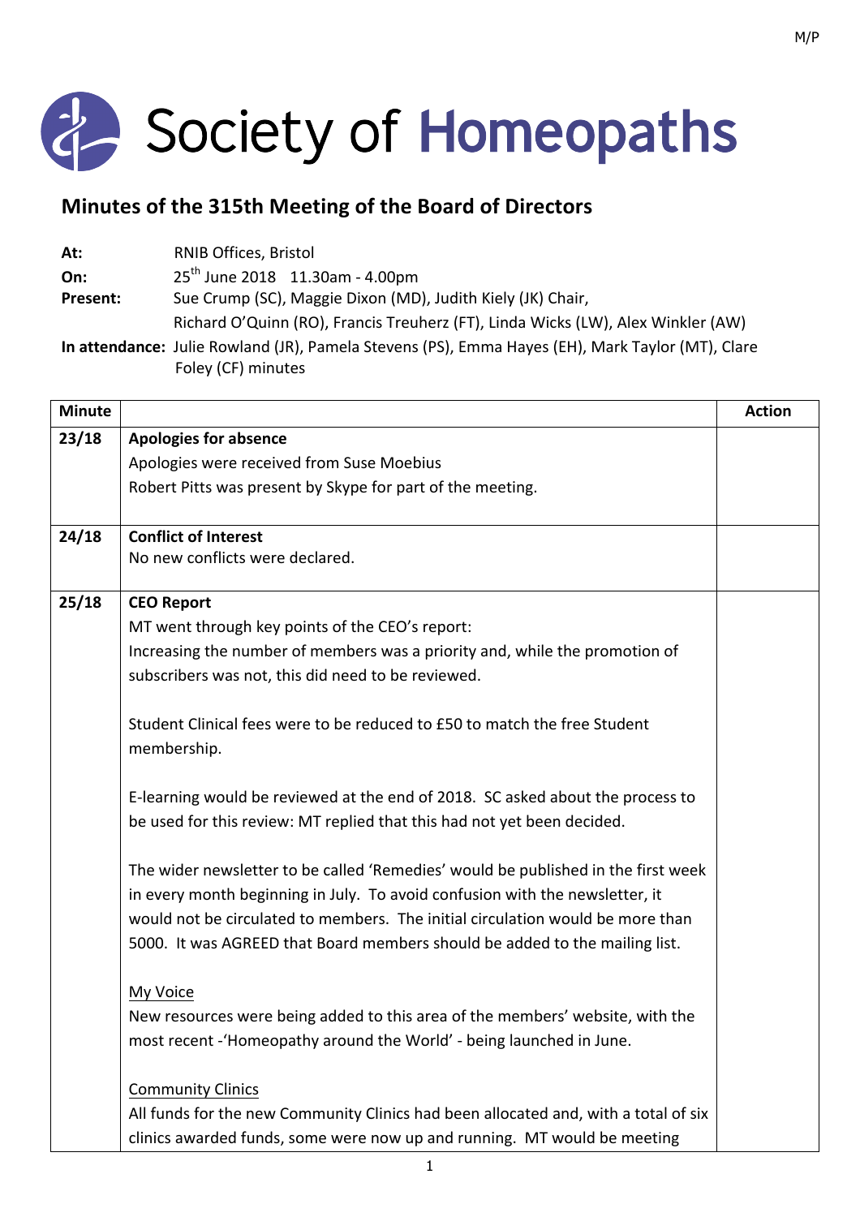# Society of Homeopaths

## Minutes of the 315th Meeting of the Board of Directors

**At:** RNIB Offices, Bristol
**On:** 25th June 2018 11.30am - 4.00pm
**Present:** Sue Crump (SC), Maggie Dixon (MD), Judith Kiely (JK) Chair, Richard O'Quinn (RO), Francis Treuherz (FT), Linda Wicks (LW), Alex Winkler (AW)
**In attendance:** Julie Rowland (JR), Pamela Stevens (PS), Emma Hayes (EH), Mark Taylor (MT), Clare Foley (CF) minutes

| Minute | | Action |
|---|---|---|
| 23/18 | **Apologies for absence**<br>Apologies were received from Suse Moebius<br>Robert Pitts was present by Skype for part of the meeting. | |
| 24/18 | **Conflict of Interest**<br>No new conflicts were declared. | |
| 25/18 | **CEO Report**<br>MT went through key points of the CEO's report:<br>Increasing the number of members was a priority and, while the promotion of subscribers was not, this did need to be reviewed.<br><br>Student Clinical fees were to be reduced to £50 to match the free Student membership.<br><br>E-learning would be reviewed at the end of 2018. SC asked about the process to be used for this review: MT replied that this had not yet been decided.<br><br>The wider newsletter to be called 'Remedies' would be published in the first week in every month beginning in July. To avoid confusion with the newsletter, it would not be circulated to members. The initial circulation would be more than 5000. It was AGREED that Board members should be added to the mailing list.<br><br><u>My Voice</u><br>New resources were being added to this area of the members' website, with the most recent -'Homeopathy around the World' - being launched in June.<br><br><u>Community Clinics</u><br>All funds for the new Community Clinics had been allocated and, with a total of six clinics awarded funds, some were now up and running. MT would be meeting | |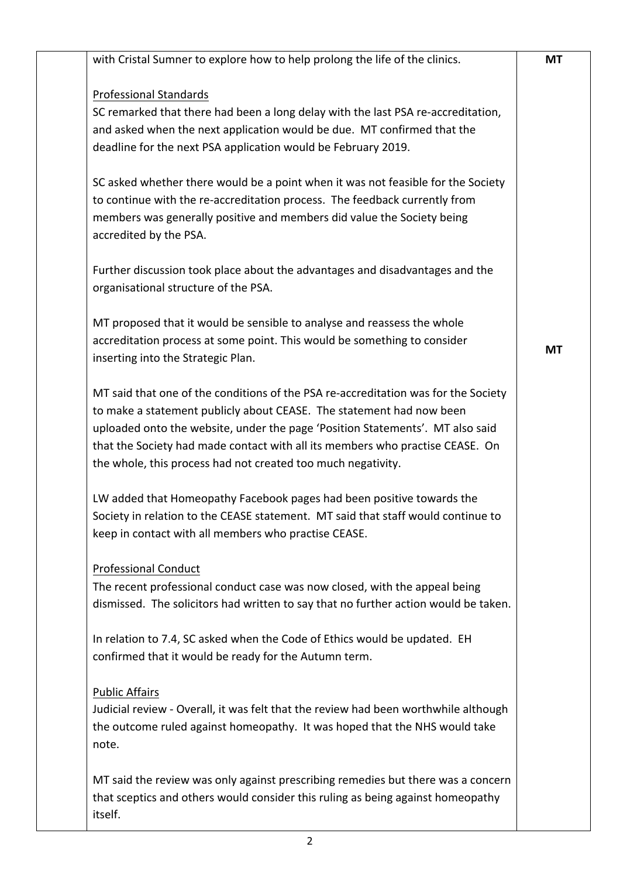| | | |
|---|---|---|
| | with Cristal Sumner to explore how to help prolong the life of the clinics. | **MT** |
| | <u>Professional Standards</u><br>SC remarked that there had been a long delay with the last PSA re-accreditation, and asked when the next application would be due. MT confirmed that the deadline for the next PSA application would be February 2019.<br><br>SC asked whether there would be a point when it was not feasible for the Society to continue with the re-accreditation process. The feedback currently from members was generally positive and members did value the Society being accredited by the PSA.<br><br>Further discussion took place about the advantages and disadvantages and the organisational structure of the PSA.<br><br>MT proposed that it would be sensible to analyse and reassess the whole accreditation process at some point. This would be something to consider inserting into the Strategic Plan. | **MT** |
| | MT said that one of the conditions of the PSA re-accreditation was for the Society to make a statement publicly about CEASE. The statement had now been uploaded onto the website, under the page 'Position Statements'. MT also said that the Society had made contact with all its members who practise CEASE. On the whole, this process had not created too much negativity.<br><br>LW added that Homeopathy Facebook pages had been positive towards the Society in relation to the CEASE statement. MT said that staff would continue to keep in contact with all members who practise CEASE. | |
| | <u>Professional Conduct</u><br>The recent professional conduct case was now closed, with the appeal being dismissed. The solicitors had written to say that no further action would be taken.<br><br>In relation to 7.4, SC asked when the Code of Ethics would be updated. EH confirmed that it would be ready for the Autumn term. | |
| | <u>Public Affairs</u><br>Judicial review - Overall, it was felt that the review had been worthwhile although the outcome ruled against homeopathy. It was hoped that the NHS would take note.<br><br>MT said the review was only against prescribing remedies but there was a concern that sceptics and others would consider this ruling as being against homeopathy itself. | |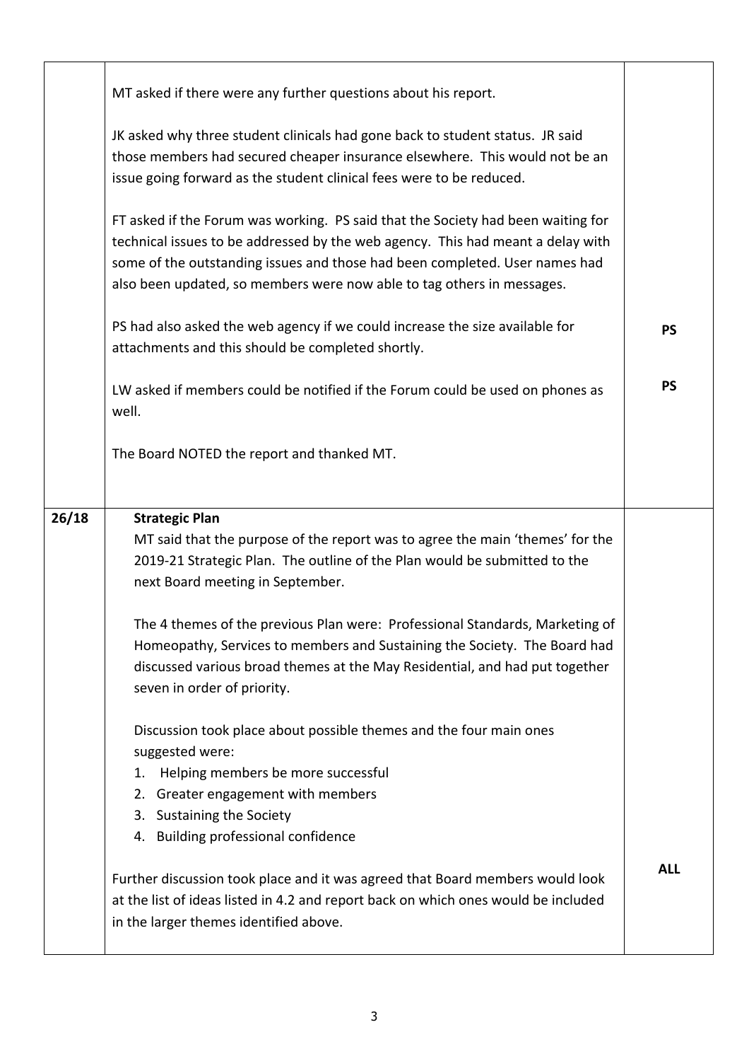| | | |
|---|---|---|
| | MT asked if there were any further questions about his report.<br><br>JK asked why three student clinicals had gone back to student status. JR said those members had secured cheaper insurance elsewhere. This would not be an issue going forward as the student clinical fees were to be reduced.<br><br>FT asked if the Forum was working. PS said that the Society had been waiting for technical issues to be addressed by the web agency. This had meant a delay with some of the outstanding issues and those had been completed. User names had also been updated, so members were now able to tag others in messages.<br><br>PS had also asked the web agency if we could increase the size available for attachments and this should be completed shortly.<br><br>LW asked if members could be notified if the Forum could be used on phones as well.<br><br>The Board NOTED the report and thanked MT. | <br><br><br><br><br><br><br><br>**PS**<br><br>**PS** |
| **26/18** | **Strategic Plan**<br>MT said that the purpose of the report was to agree the main 'themes' for the 2019-21 Strategic Plan. The outline of the Plan would be submitted to the next Board meeting in September.<br><br>The 4 themes of the previous Plan were: Professional Standards, Marketing of Homeopathy, Services to members and Sustaining the Society. The Board had discussed various broad themes at the May Residential, and had put together seven in order of priority.<br><br>Discussion took place about possible themes and the four main ones suggested were:<br>1. Helping members be more successful<br>2. Greater engagement with members<br>3. Sustaining the Society<br>4. Building professional confidence<br><br>Further discussion took place and it was agreed that Board members would look at the list of ideas listed in 4.2 and report back on which ones would be included in the larger themes identified above. | <br><br><br><br><br><br><br><br><br><br><br><br><br><br>**ALL** |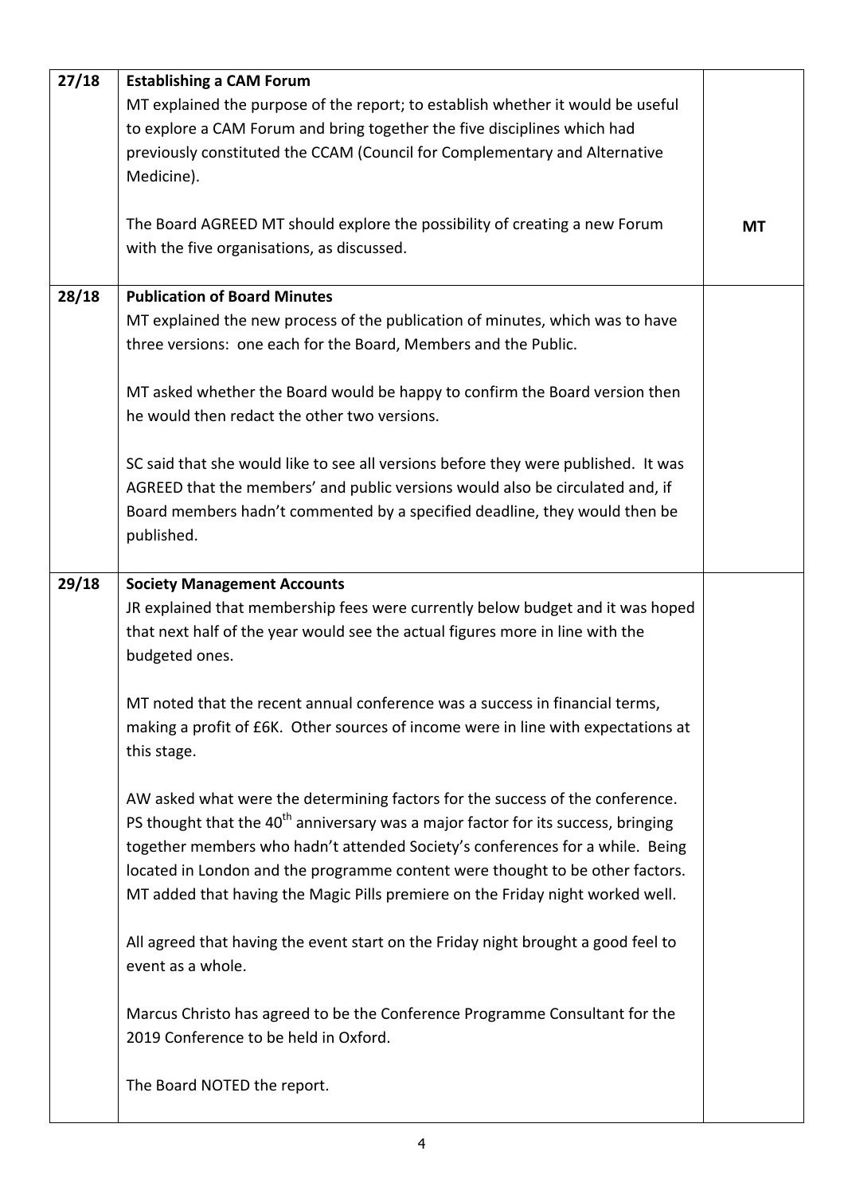| | | |
|---|---|---|
| 27/18 | **Establishing a CAM Forum**<br>MT explained the purpose of the report; to establish whether it would be useful to explore a CAM Forum and bring together the five disciplines which had previously constituted the CCAM (Council for Complementary and Alternative Medicine).<br><br>The Board AGREED MT should explore the possibility of creating a new Forum with the five organisations, as discussed. | **MT** |
| 28/18 | **Publication of Board Minutes**<br>MT explained the new process of the publication of minutes, which was to have three versions: one each for the Board, Members and the Public.<br><br>MT asked whether the Board would be happy to confirm the Board version then he would then redact the other two versions.<br><br>SC said that she would like to see all versions before they were published. It was AGREED that the members' and public versions would also be circulated and, if Board members hadn't commented by a specified deadline, they would then be published. | |
| 29/18 | **Society Management Accounts**<br>JR explained that membership fees were currently below budget and it was hoped that next half of the year would see the actual figures more in line with the budgeted ones.<br><br>MT noted that the recent annual conference was a success in financial terms, making a profit of £6K. Other sources of income were in line with expectations at this stage.<br><br>AW asked what were the determining factors for the success of the conference. PS thought that the 40th anniversary was a major factor for its success, bringing together members who hadn't attended Society's conferences for a while. Being located in London and the programme content were thought to be other factors. MT added that having the Magic Pills premiere on the Friday night worked well.<br><br>All agreed that having the event start on the Friday night brought a good feel to event as a whole.<br><br>Marcus Christo has agreed to be the Conference Programme Consultant for the 2019 Conference to be held in Oxford.<br><br>The Board NOTED the report. | |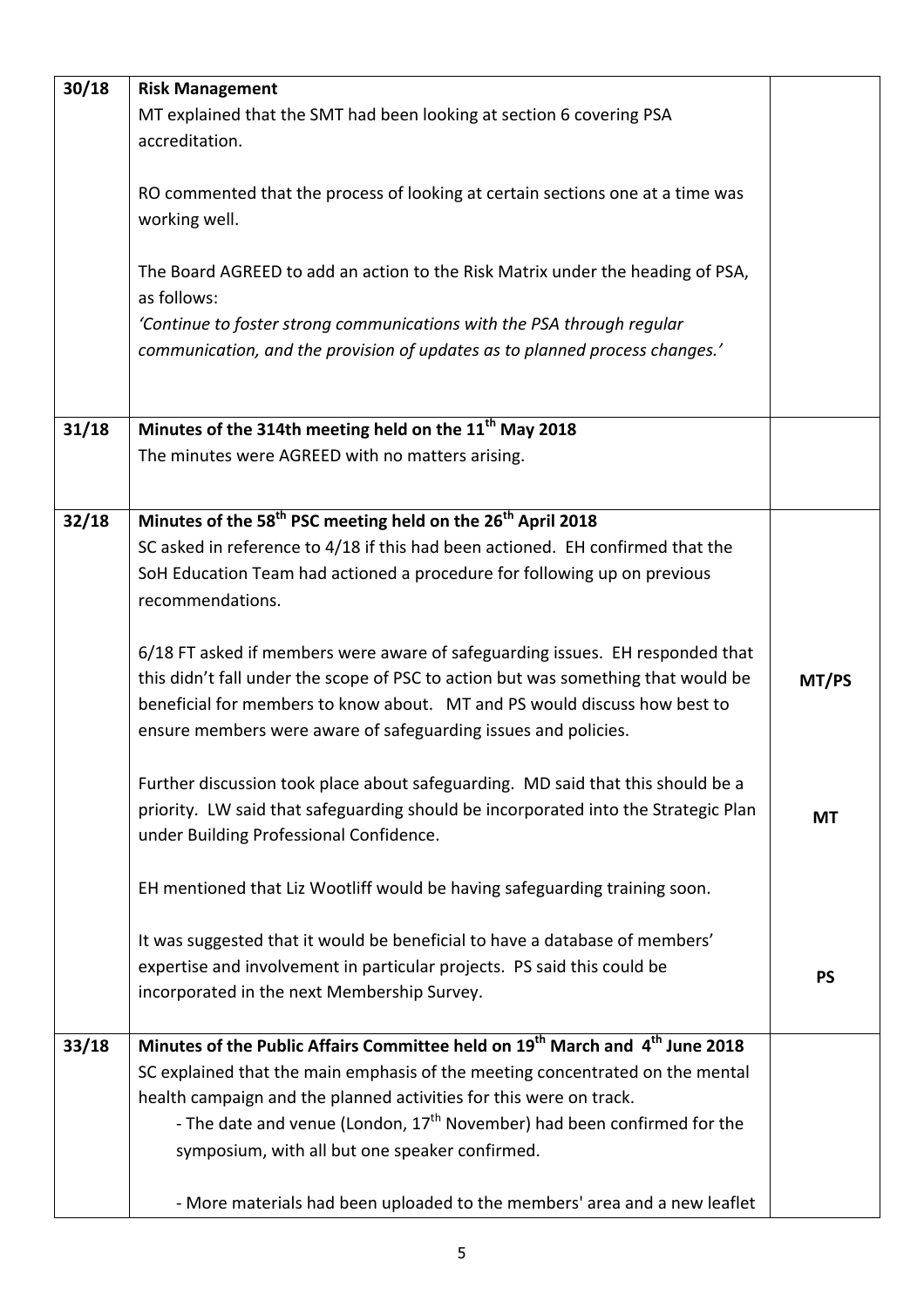| | | |
|---|---|---|
| 30/18 | **Risk Management**<br>MT explained that the SMT had been looking at section 6 covering PSA accreditation.<br><br>RO commented that the process of looking at certain sections one at a time was working well.<br><br>The Board AGREED to add an action to the Risk Matrix under the heading of PSA, as follows:<br>*'Continue to foster strong communications with the PSA through regular communication, and the provision of updates as to planned process changes.'* | |
| 31/18 | **Minutes of the 314th meeting held on the 11th May 2018**<br>The minutes were AGREED with no matters arising. | |
| 32/18 | **Minutes of the 58th PSC meeting held on the 26th April 2018**<br>SC asked in reference to 4/18 if this had been actioned. EH confirmed that the SoH Education Team had actioned a procedure for following up on previous recommendations.<br><br>6/18 FT asked if members were aware of safeguarding issues. EH responded that this didn't fall under the scope of PSC to action but was something that would be beneficial for members to know about. MT and PS would discuss how best to ensure members were aware of safeguarding issues and policies.<br><br>Further discussion took place about safeguarding. MD said that this should be a priority. LW said that safeguarding should be incorporated into the Strategic Plan under Building Professional Confidence.<br><br>EH mentioned that Liz Wootliff would be having safeguarding training soon.<br><br>It was suggested that it would be beneficial to have a database of members' expertise and involvement in particular projects. PS said this could be incorporated in the next Membership Survey. | **MT/PS**<br><br>**MT**<br><br>**PS** |
| 33/18 | **Minutes of the Public Affairs Committee held on 19th March and 4th June 2018**<br>SC explained that the main emphasis of the meeting concentrated on the mental health campaign and the planned activities for this were on track.<br>- The date and venue (London, 17th November) had been confirmed for the symposium, with all but one speaker confirmed.<br><br>- More materials had been uploaded to the members' area and a new leaflet | |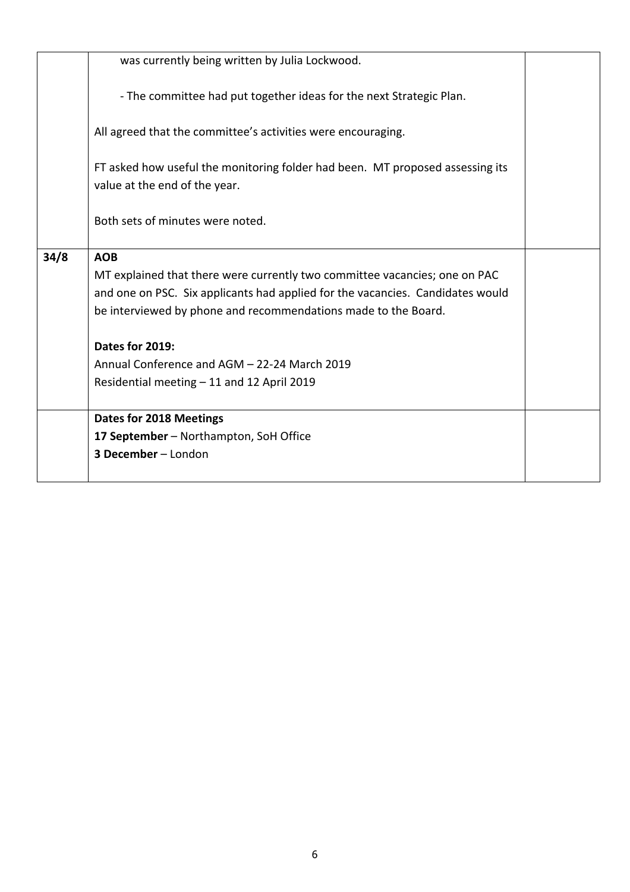| | | |
|---|---|---|
| | was currently being written by Julia Lockwood.<br><br>- The committee had put together ideas for the next Strategic Plan.<br><br>All agreed that the committee's activities were encouraging.<br><br>FT asked how useful the monitoring folder had been. MT proposed assessing its value at the end of the year.<br><br>Both sets of minutes were noted. | |
| **34/8** | **AOB**<br>MT explained that there were currently two committee vacancies; one on PAC and one on PSC. Six applicants had applied for the vacancies. Candidates would be interviewed by phone and recommendations made to the Board.<br><br>**Dates for 2019:**<br>Annual Conference and AGM – 22-24 March 2019<br>Residential meeting – 11 and 12 April 2019 | |
| | **Dates for 2018 Meetings**<br>**17 September** – Northampton, SoH Office<br>**3 December** – London | |